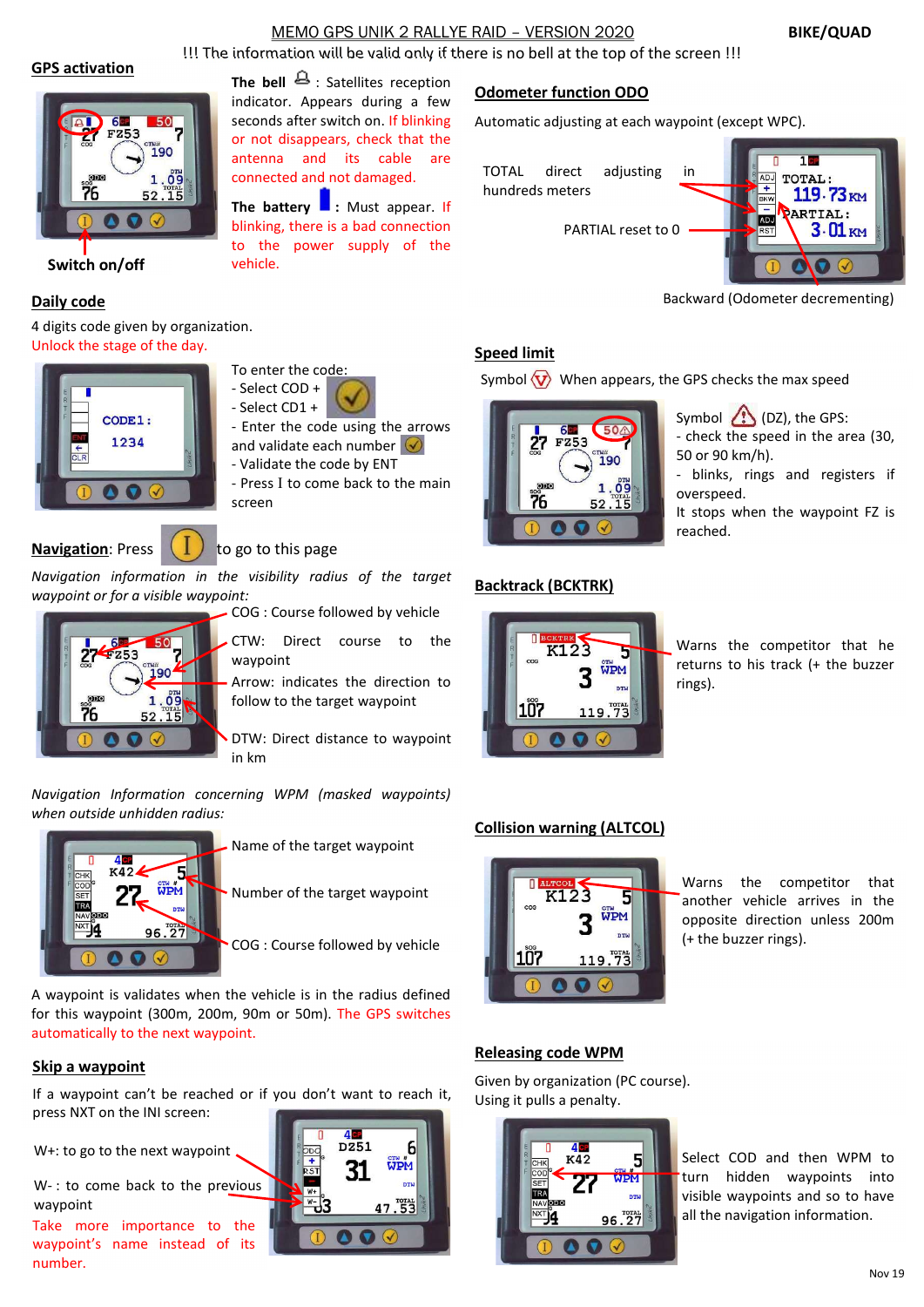# MEMO GPS UNIK 2 RALLYE RAID – VERSION 2020

**BIKE/QUAD**

!!! The information will be valid only if there is no bell at the top of the screen !!!

## GPS activation

Switch on/off

**The bell** : Satellites reception indicator. Appears during a few seconds after switch on. If blinking or not disappears, check that the antenna and its cable are connected and not damaged.

**The battery** : Must appear. If blinking, there is a bad connection to the power supply of the vehicle.

## Daily code

4 digits code given by organization.
Unlock the stage of the day.

To enter the code:
- Select COD +
- Select CD1 +
- Enter the code using the arrows and validate each number
- Validate the code by ENT
- Press I to come back to the main screen

## Navigation: Press I to go to this page

*Navigation information in the visibility radius of the target waypoint or for a visible waypoint:*

COG : Course followed by vehicle

CTW: Direct course to the waypoint

Arrow: indicates the direction to follow to the target waypoint

DTW: Direct distance to waypoint in km

*Navigation Information concerning WPM (masked waypoints) when outside unhidden radius:*

Name of the target waypoint

Number of the target waypoint

COG : Course followed by vehicle

A waypoint is validates when the vehicle is in the radius defined for this waypoint (300m, 200m, 90m or 50m). The GPS switches automatically to the next waypoint.

## Skip a waypoint

If a waypoint can't be reached or if you don't want to reach it, press NXT on the INI screen:

W+: to go to the next waypoint

W- : to come back to the previous waypoint

Take more importance to the waypoint's name instead of its number.

## Odometer function ODO

Automatic adjusting at each waypoint (except WPC).

TOTAL direct adjusting in hundreds meters

PARTIAL reset to 0

Backward (Odometer decrementing)

## Speed limit

Symbol When appears, the GPS checks the max speed

Symbol (DZ), the GPS:
- check the speed in the area (30, 50 or 90 km/h).
- blinks, rings and registers if overspeed.

It stops when the waypoint FZ is reached.

## Backtrack (BCKTRK)

Warns the competitor that he returns to his track (+ the buzzer rings).

## Collision warning (ALTCOL)

Warns the competitor that another vehicle arrives in the opposite direction unless 200m (+ the buzzer rings).

## Releasing code WPM

Given by organization (PC course).
Using it pulls a penalty.

Select COD and then WPM to turn hidden waypoints into visible waypoints and so to have all the navigation information.

Nov 19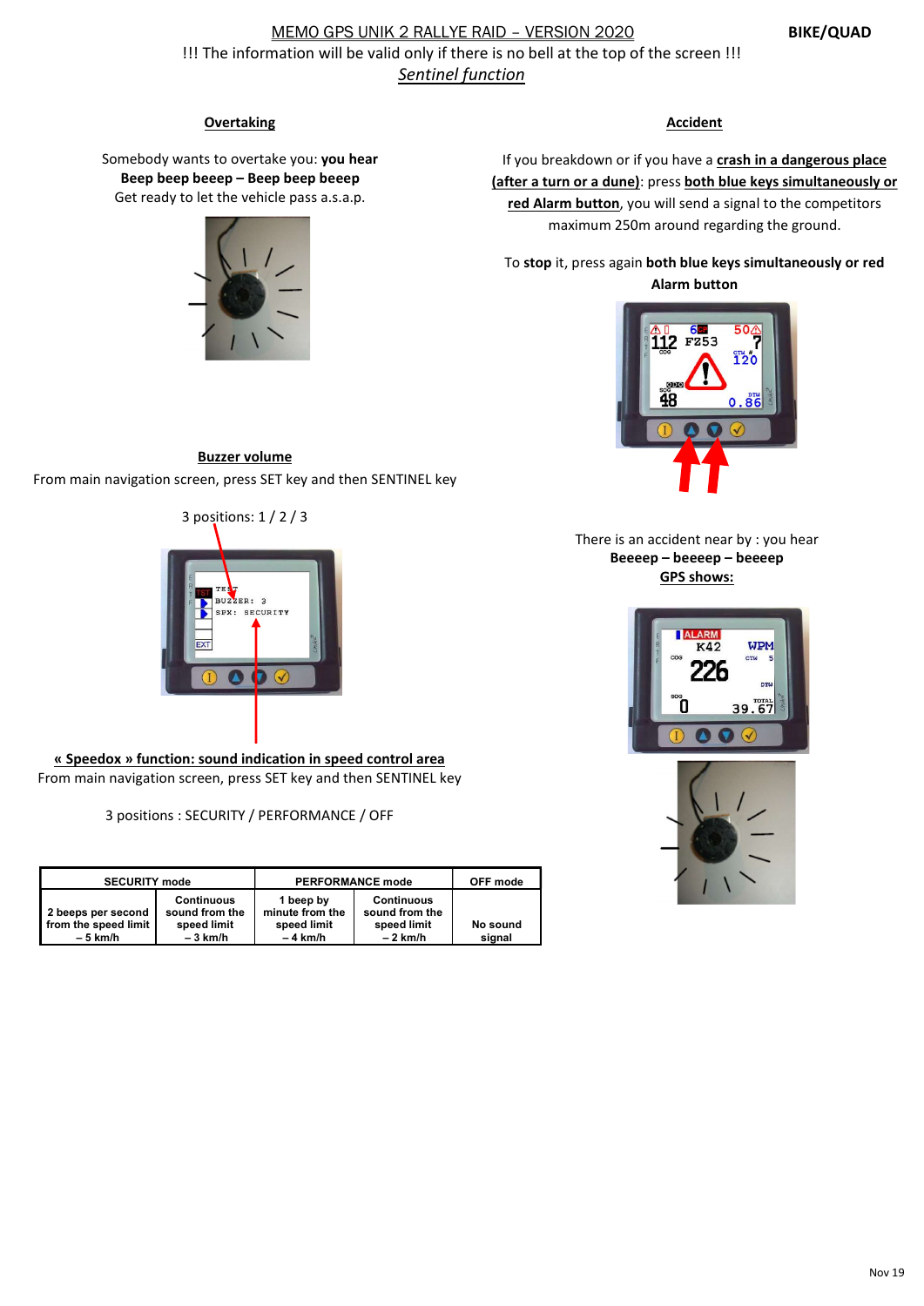MEMO GPS UNIK 2 RALLYE RAID – VERSION 2020

**BIKE/QUAD**

!!! The information will be valid only if there is no bell at the top of the screen !!!

*Sentinel function*

## Overtaking

Somebody wants to overtake you: **you hear**
**Beep beep beeep – Beep beep beeep**
Get ready to let the vehicle pass a.s.a.p.

## Accident

If you breakdown or if you have a **crash in a dangerous place (after a turn or a dune)**: press **both blue keys simultaneously or red Alarm button**, you will send a signal to the competitors maximum 250m around regarding the ground.

To **stop** it, press again **both blue keys simultaneously or red Alarm button**

There is an accident near by : you hear
**Beeeep – beeeep – beeeep**
**GPS shows:**

## Buzzer volume

From main navigation screen, press SET key and then SENTINEL key

3 positions: 1 / 2 / 3

## « Speedox » function: sound indication in speed control area

From main navigation screen, press SET key and then SENTINEL key

3 positions : SECURITY / PERFORMANCE / OFF

| SECURITY mode | | PERFORMANCE mode | | OFF mode |
|---|---|---|---|---|
| 2 beeps per second from the speed limit – 5 km/h | Continuous sound from the speed limit – 3 km/h | 1 beep by minute from the speed limit – 4 km/h | Continuous sound from the speed limit – 2 km/h | No sound signal |